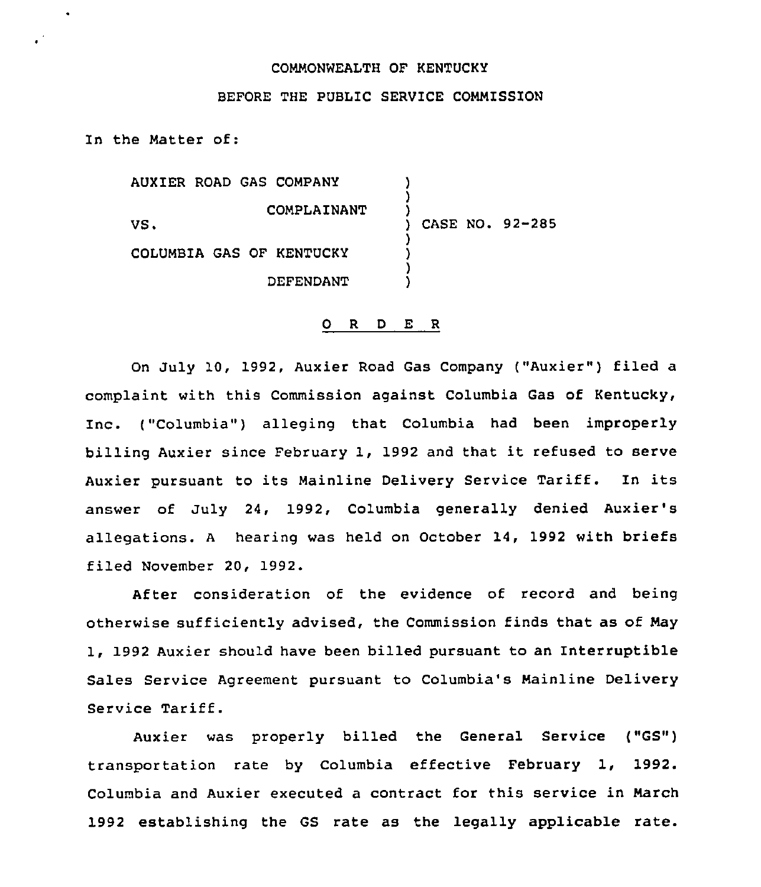COMMONWEALTH OF KENTUCKY

BEFORE THE PUBLIC SERVICE COMMISSION

In the Matter of:

AUXIER ROAD GAS COMPANY )
)
COMPLAINANT )
VS. ) CASE NO. 92-285
)
COLUMBIA GAS OF KENTUCKY )
)
DEFENDANT )

O R D E R

On July 10, 1992, Auxier Road Gas Company ("Auxier") filed a complaint with this Commission against Columbia Gas of Kentucky, Inc. ("Columbia") alleging that Columbia had been improperly billing Auxier since February 1, 1992 and that it refused to serve Auxier pursuant to its Mainline Delivery Service Tariff. In its answer of July 24, 1992, Columbia generally denied Auxier's allegations. A hearing was held on October 14, 1992 with briefs filed November 20, 1992.

After consideration of the evidence of record and being otherwise sufficiently advised, the Commission finds that as of May 1, 1992 Auxier should have been billed pursuant to an Interruptible Sales Service Agreement pursuant to Columbia's Mainline Delivery Service Tariff.

Auxier was properly billed the General Service ("GS") transportation rate by Columbia effective February 1, 1992. Columbia and Auxier executed a contract for this service in March 1992 establishing the GS rate as the legally applicable rate.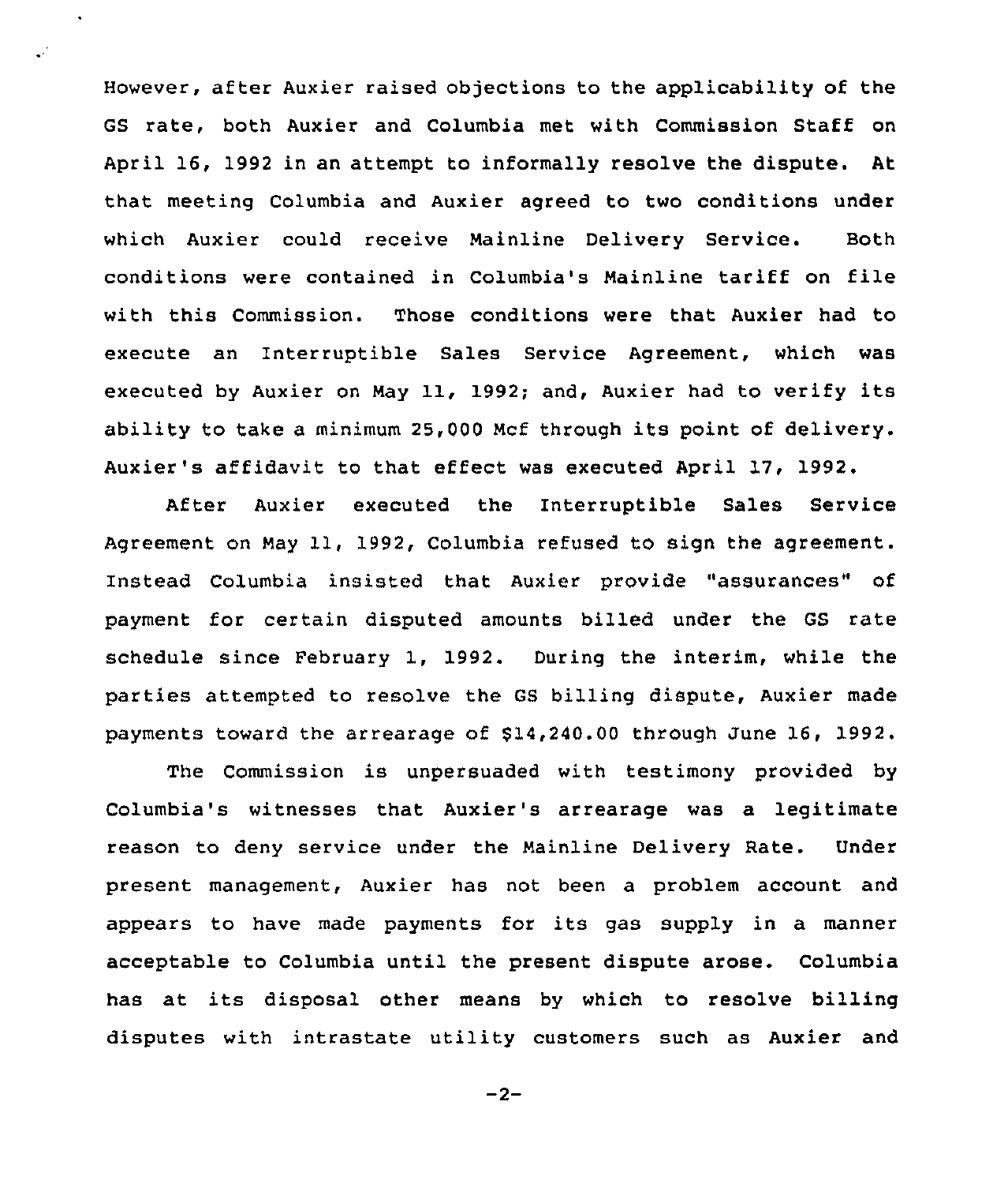However, after Auxier raised objections to the applicability of the GS rate, both Auxier and Columbia met with Commission Staff on April 16, 1992 in an attempt to informally resolve the dispute. At that meeting Columbia and Auxier agreed to two conditions under which Auxier could receive Mainline Delivery Service. Both conditions were contained in Columbia's Mainline tariff on file with this Commission. Those conditions were that Auxier had to execute an Interruptible Sales Service Agreement, which was executed by Auxier on May 11, 1992; and, Auxier had to verify its ability to take a minimum 25,000 Mcf through its point of delivery. Auxier's affidavit to that effect was executed April 17, 1992.

After Auxier executed the Interruptible Sales Service Agreement on May 11, 1992, Columbia refused to sign the agreement. Instead Columbia insisted that Auxier provide "assurances" of payment for certain disputed amounts billed under the GS rate schedule since February 1, 1992. During the interim, while the parties attempted to resolve the GS billing dispute, Auxier made payments toward the arrearage of $14,240.00 through June 16, 1992.

The Commission is unpersuaded with testimony provided by Columbia's witnesses that Auxier's arrearage was a legitimate reason to deny service under the Mainline Delivery Rate. Under present management, Auxier has not been a problem account and appears to have made payments for its gas supply in a manner acceptable to Columbia until the present dispute arose. Columbia has at its disposal other means by which to resolve billing disputes with intrastate utility customers such as Auxier and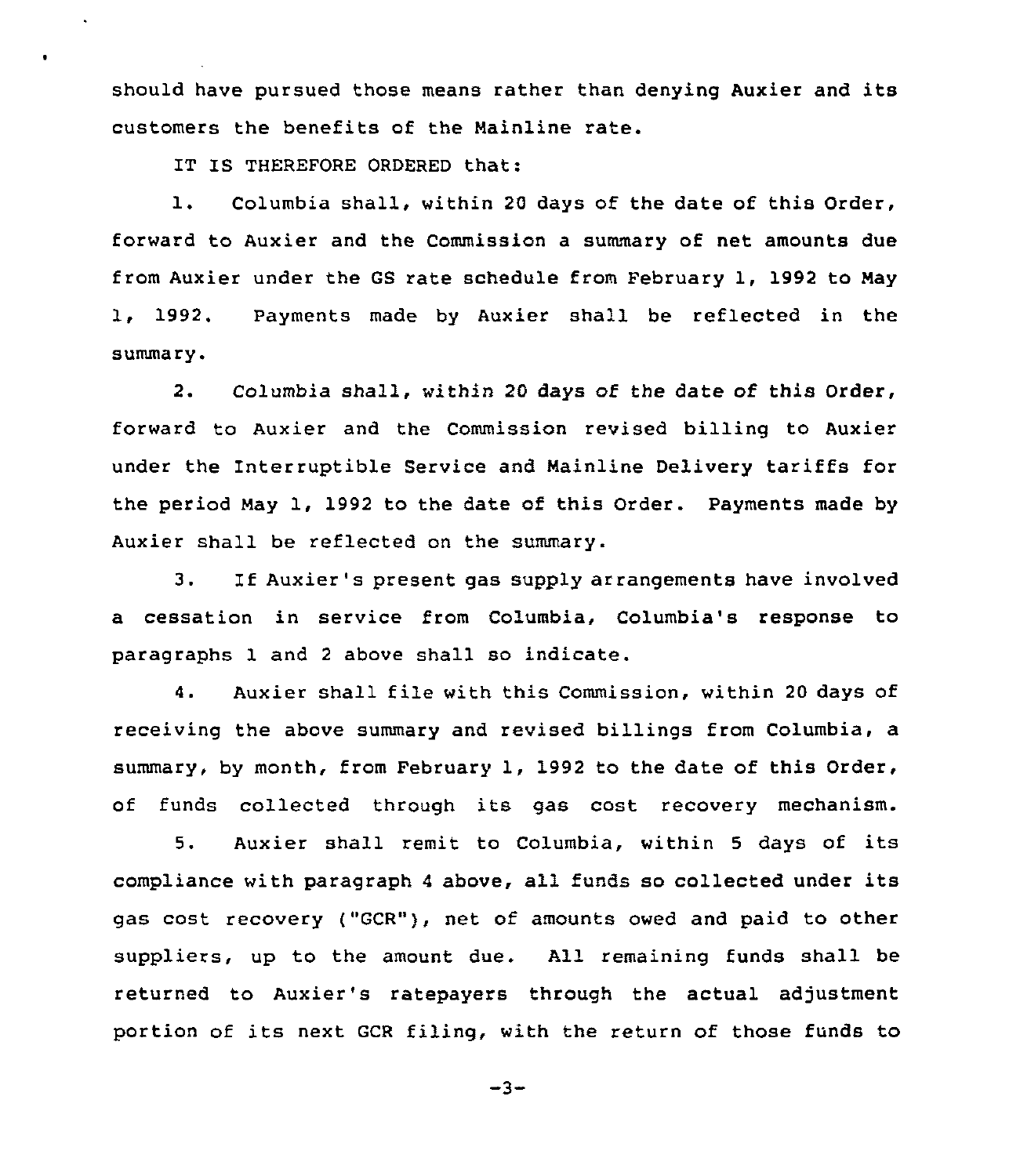should have pursued those means rather than denying Auxier and its customers the benefits of the Mainline rate.

IT IS THEREFORE ORDERED that:

1. Columbia shall, within 20 days of the date of this Order, forward to Auxier and the Commission a summary of net amounts due from Auxier under the GS rate schedule from February 1, 1992 to May 1, 1992. Payments made by Auxier shall be reflected in the summary.

2. Columbia shall, within 20 days of the date of this Order, forward to Auxier and the Commission revised billing to Auxier under the Interruptible Service and Mainline Delivery tariffs for the period May 1, 1992 to the date of this Order. Payments made by Auxier shall be reflected on the summary.

3. If Auxier's present gas supply arrangements have involved a cessation in service from Columbia, Columbia's response to paragraphs 1 and 2 above shall so indicate.

4. Auxier shall file with this Commission, within 20 days of receiving the above summary and revised billings from Columbia, a summary, by month, from February 1, 1992 to the date of this Order, of funds collected through its gas cost recovery mechanism.

5. Auxier shall remit to Columbia, within 5 days of its compliance with paragraph 4 above, all funds so collected under its gas cost recovery ("GCR"), net of amounts owed and paid to other suppliers, up to the amount due. All remaining funds shall be returned to Auxier's ratepayers through the actual adjustment portion of its next GCR filing, with the return of those funds to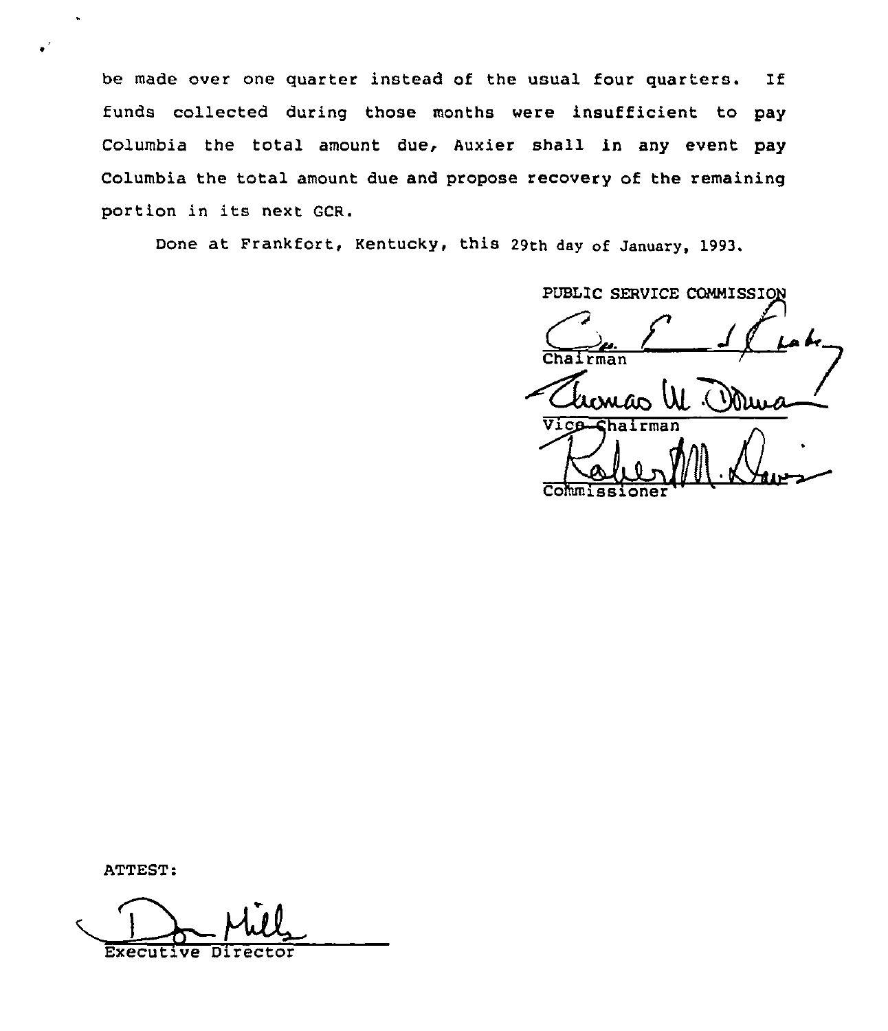be made over one quarter instead of the usual four quarters. If funds collected during those months were insufficient to pay Columbia the total amount due, Auxier shall in any event pay Columbia the total amount due and propose recovery of the remaining portion in its next GCR.

Done at Frankfort, Kentucky, this 29th day of January, 1993.

PUBLIC SERVICE COMMISSION

Chairman

Vice Chairman

Commissioner

ATTEST:

Executive Director